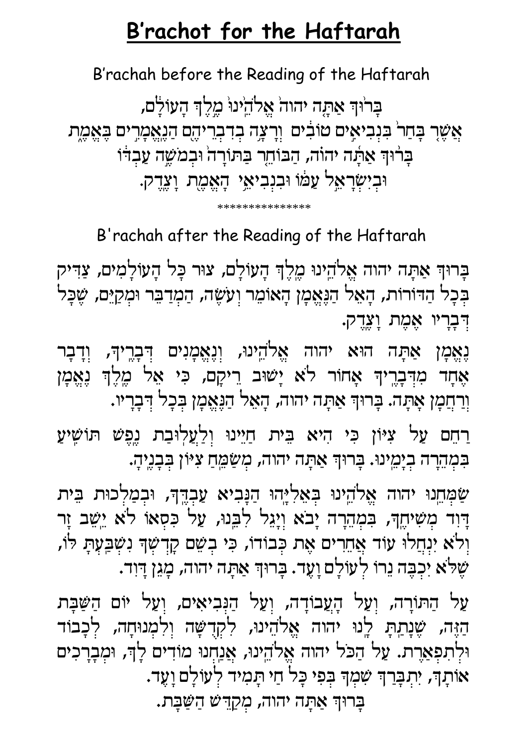# B'rachot for the Haftarah

B'rachah before the Reading of the Haftarah

בָּר֤וּךְ אַתָּ֙ה יהוה֙ אֱלֹהֵ֙ינוּ֙ מֶ֣לֶךְ הָעוֹלָ֔ם,
אֲשֶׁ֤ר בָּחַר֙ בִּנְבִיאִ֣ים טוֹבִ֔ים וְרָצָ֥ה בְדִבְרֵיהֶ֖ם הַנֶּאֱמָרִ֣ים בֶּאֱמֶ֑ת
בָּר֣וּךְ אַתָּ֣ה יהוה, הַבּוֹחֵ֤ר בַּתּוֹרָה֙ וּבְמֹשֶׁ֣ה עַבְדּ֔וֹ
וּבְיִשְׂרָאֵ֣ל עַמּ֔וֹ וּבִנְבִיאֵ֥י הָאֱמֶ֖ת וָצֶֽדֶק.

***************

B'rachah after the Reading of the Haftarah

בָּרוּךְ אַתָּה יהוה אֱלֹהֵינוּ מֶלֶךְ הָעוֹלָם, צוּר כָּל הָעוֹלָמִים, צַדִּיק בְּכָל הַדּוֹרוֹת, הָאֵל הַנֶּאֱמָן הָאוֹמֵר וְעֹשֶׂה, הַמְדַבֵּר וּמְקַיֵּם, שֶׁכָּל דְּבָרָיו אֱמֶת וָצֶדֶק.

נֶאֱמָן אַתָּה הוּא יהוה אֱלֹהֵינוּ, וְנֶאֱמָנִים דְּבָרֶיךָ, וְדָבָר אֶחָד מִדְּבָרֶיךָ אָחוֹר לֹא יָשׁוּב רֵיקָם, כִּי אֵל מֶלֶךְ נֶאֱמָן וְרַחֲמָן אָתָּה. בָּרוּךְ אַתָּה יהוה, הָאֵל הַנֶּאֱמָן בְּכָל דְּבָרָיו.

רַחֵם עַל צִיּוֹן כִּי הִיא בֵּית חַיֵּינוּ וְלַעֲלוּבַת נֶפֶשׁ תּוֹשִׁיעַ בִּמְהֵרָה בְיָמֵינוּ. בָּרוּךְ אַתָּה יהוה, מְשַׂמֵּחַ צִיּוֹן בְּבָנֶיהָ.

שַׂמְּחֵנוּ יהוה אֱלֹהֵינוּ בְּאֵלִיָּהוּ הַנָּבִיא עַבְדֶּךָ, וּבְמַלְכוּת בֵּית דָּוִד מְשִׁיחֶךָ, בִּמְהֵרָה יָבֹא וְיָגֵל לִבֵּנוּ, עַל כִּסְאוֹ לֹא יֵשֵׁב זָר וְלֹא יִנְחֲלוּ עוֹד אֲחֵרִים אֶת כְּבוֹדוֹ, כִּי בְשֵׁם קָדְשְׁךָ נִשְׁבַּעְתָּ לוֹ, שֶׁלֹּא יִכְבֶּה נֵרוֹ לְעוֹלָם וָעֶד. בָּרוּךְ אַתָּה יהוה, מָגֵן דָּוִד.

עַל הַתּוֹרָה, וְעַל הָעֲבוֹדָה, וְעַל הַנְּבִיאִים, וְעַל יוֹם הַשַּׁבָּת הַזֶּה, שֶׁנָּתַתָּ לָּנוּ יהוה אֱלֹהֵינוּ, לִקְדֻשָּׁה וְלִמְנוּחָה, לְכָבוֹד וּלְתִפְאָרֶת. עַל הַכֹּל יהוה אֱלֹהֵינוּ, אֲנַחְנוּ מוֹדִים לָךְ, וּמְבָרְכִים אוֹתָךְ, יִתְבָּרַךְ שִׁמְךָ בְּפִי כָּל חַי תָּמִיד לְעוֹלָם וָעֶד.
בָּרוּךְ אַתָּה יהוה, מְקַדֵּשׁ הַשַּׁבָּת.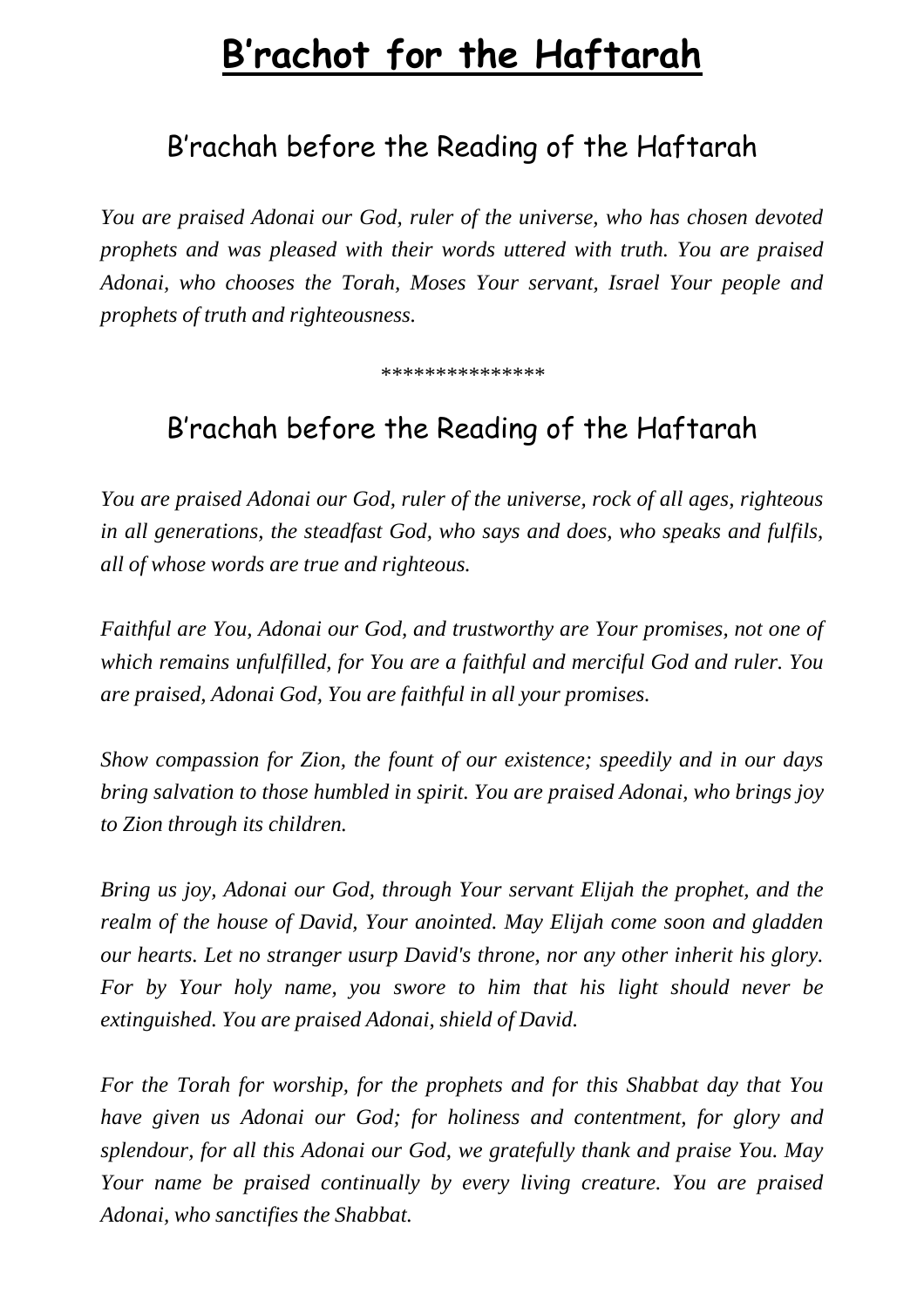# B'rachot for the Haftarah

## B'rachah before the Reading of the Haftarah

*You are praised Adonai our God, ruler of the universe, who has chosen devoted prophets and was pleased with their words uttered with truth. You are praised Adonai, who chooses the Torah, Moses Your servant, Israel Your people and prophets of truth and righteousness.*

***************

## B'rachah before the Reading of the Haftarah

*You are praised Adonai our God, ruler of the universe, rock of all ages, righteous in all generations, the steadfast God, who says and does, who speaks and fulfils, all of whose words are true and righteous.*

*Faithful are You, Adonai our God, and trustworthy are Your promises, not one of which remains unfulfilled, for You are a faithful and merciful God and ruler. You are praised, Adonai God, You are faithful in all your promises.*

*Show compassion for Zion, the fount of our existence; speedily and in our days bring salvation to those humbled in spirit. You are praised Adonai, who brings joy to Zion through its children.*

*Bring us joy, Adonai our God, through Your servant Elijah the prophet, and the realm of the house of David, Your anointed. May Elijah come soon and gladden our hearts. Let no stranger usurp David's throne, nor any other inherit his glory. For by Your holy name, you swore to him that his light should never be extinguished. You are praised Adonai, shield of David.*

*For the Torah for worship, for the prophets and for this Shabbat day that You have given us Adonai our God; for holiness and contentment, for glory and splendour, for all this Adonai our God, we gratefully thank and praise You. May Your name be praised continually by every living creature. You are praised Adonai, who sanctifies the Shabbat.*